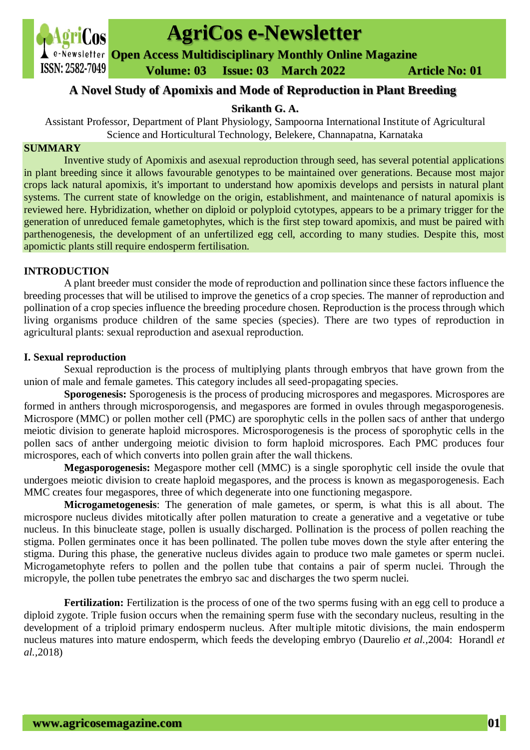# A Novel Study of Apomixis and Mode of Reproduction in Plant Breeding

**Srikanth G. A.**

Assistant Professor, Department of Plant Physiology, Sampoorna International Institute of Agricultural Science and Horticultural Technology, Belekere, Channapatna, Karnataka

## SUMMARY

Inventive study of Apomixis and asexual reproduction through seed, has several potential applications in plant breeding since it allows favourable genotypes to be maintained over generations. Because most major crops lack natural apomixis, it's important to understand how apomixis develops and persists in natural plant systems. The current state of knowledge on the origin, establishment, and maintenance of natural apomixis is reviewed here. Hybridization, whether on diploid or polyploid cytotypes, appears to be a primary trigger for the generation of unreduced female gametophytes, which is the first step toward apomixis, and must be paired with parthenogenesis, the development of an unfertilized egg cell, according to many studies. Despite this, most apomictic plants still require endosperm fertilisation.

## INTRODUCTION

A plant breeder must consider the mode of reproduction and pollination since these factors influence the breeding processes that will be utilised to improve the genetics of a crop species. The manner of reproduction and pollination of a crop species influence the breeding procedure chosen. Reproduction is the process through which living organisms produce children of the same species (species). There are two types of reproduction in agricultural plants: sexual reproduction and asexual reproduction.

### I. Sexual reproduction

Sexual reproduction is the process of multiplying plants through embryos that have grown from the union of male and female gametes. This category includes all seed-propagating species.

**Sporogenesis:** Sporogenesis is the process of producing microspores and megaspores. Microspores are formed in anthers through microsporogensis, and megaspores are formed in ovules through megasporogenesis. Microspore (MMC) or pollen mother cell (PMC) are sporophytic cells in the pollen sacs of anther that undergo meiotic division to generate haploid microspores. Microsporogenesis is the process of sporophytic cells in the pollen sacs of anther undergoing meiotic division to form haploid microspores. Each PMC produces four microspores, each of which converts into pollen grain after the wall thickens.

**Megasporogenesis:** Megaspore mother cell (MMC) is a single sporophytic cell inside the ovule that undergoes meiotic division to create haploid megaspores, and the process is known as megasporogenesis. Each MMC creates four megaspores, three of which degenerate into one functioning megaspore.

**Microgametogenesis**: The generation of male gametes, or sperm, is what this is all about. The microspore nucleus divides mitotically after pollen maturation to create a generative and a vegetative or tube nucleus. In this binucleate stage, pollen is usually discharged. Pollination is the process of pollen reaching the stigma. Pollen germinates once it has been pollinated. The pollen tube moves down the style after entering the stigma. During this phase, the generative nucleus divides again to produce two male gametes or sperm nuclei. Microgametophyte refers to pollen and the pollen tube that contains a pair of sperm nuclei. Through the micropyle, the pollen tube penetrates the embryo sac and discharges the two sperm nuclei.

**Fertilization:** Fertilization is the process of one of the two sperms fusing with an egg cell to produce a diploid zygote. Triple fusion occurs when the remaining sperm fuse with the secondary nucleus, resulting in the development of a triploid primary endosperm nucleus. After multiple mitotic divisions, the main endosperm nucleus matures into mature endosperm, which feeds the developing embryo (Daurelio *et al.*,2004: Horandl *et al.*,2018)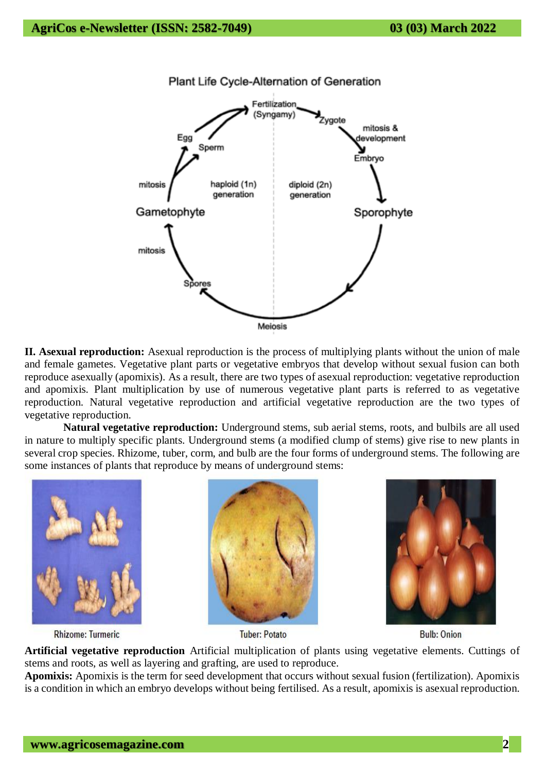Plant Life Cycle-Alternation of Generation

**II. Asexual reproduction:** Asexual reproduction is the process of multiplying plants without the union of male and female gametes. Vegetative plant parts or vegetative embryos that develop without sexual fusion can both reproduce asexually (apomixis). As a result, there are two types of asexual reproduction: vegetative reproduction and apomixis. Plant multiplication by use of numerous vegetative plant parts is referred to as vegetative reproduction. Natural vegetative reproduction and artificial vegetative reproduction are the two types of vegetative reproduction.

**Natural vegetative reproduction:** Underground stems, sub aerial stems, roots, and bulbils are all used in nature to multiply specific plants. Underground stems (a modified clump of stems) give rise to new plants in several crop species. Rhizome, tuber, corm, and bulb are the four forms of underground stems. The following are some instances of plants that reproduce by means of underground stems:

Rhizome: Turmeric

Tuber: Potato

Bulb: Onion

**Artificial vegetative reproduction** Artificial multiplication of plants using vegetative elements. Cuttings of stems and roots, as well as layering and grafting, are used to reproduce.

**Apomixis:** Apomixis is the term for seed development that occurs without sexual fusion (fertilization). Apomixis is a condition in which an embryo develops without being fertilised. As a result, apomixis is asexual reproduction.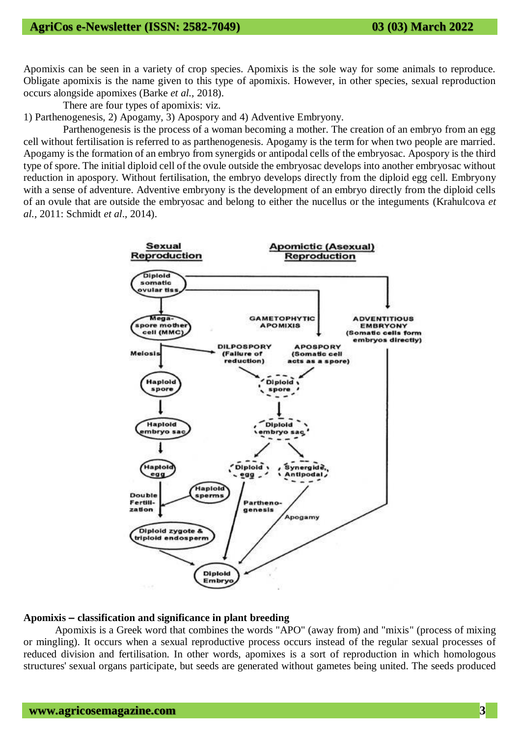Apomixis can be seen in a variety of crop species. Apomixis is the sole way for some animals to reproduce. Obligate apomixis is the name given to this type of apomixis. However, in other species, sexual reproduction occurs alongside apomixes (Barke *et al.,* 2018).

There are four types of apomixis: viz.

1) Parthenogenesis, 2) Apogamy, 3) Apospory and 4) Adventive Embryony.

Parthenogenesis is the process of a woman becoming a mother. The creation of an embryo from an egg cell without fertilisation is referred to as parthenogenesis. Apogamy is the term for when two people are married. Apogamy is the formation of an embryo from synergids or antipodal cells of the embryosac. Apospory is the third type of spore. The initial diploid cell of the ovule outside the embryosac develops into another embryosac without reduction in apospory. Without fertilisation, the embryo develops directly from the diploid egg cell. Embryony with a sense of adventure. Adventive embryony is the development of an embryo directly from the diploid cells of an ovule that are outside the embryosac and belong to either the nucellus or the integuments (Krahulcova *et al.,* 2011: Schmidt *et al*., 2014).

**Apomixis – classification and significance in plant breeding**

Apomixis is a Greek word that combines the words "APO" (away from) and "mixis" (process of mixing or mingling). It occurs when a sexual reproductive process occurs instead of the regular sexual processes of reduced division and fertilisation. In other words, apomixes is a sort of reproduction in which homologous structures' sexual organs participate, but seeds are generated without gametes being united. The seeds produced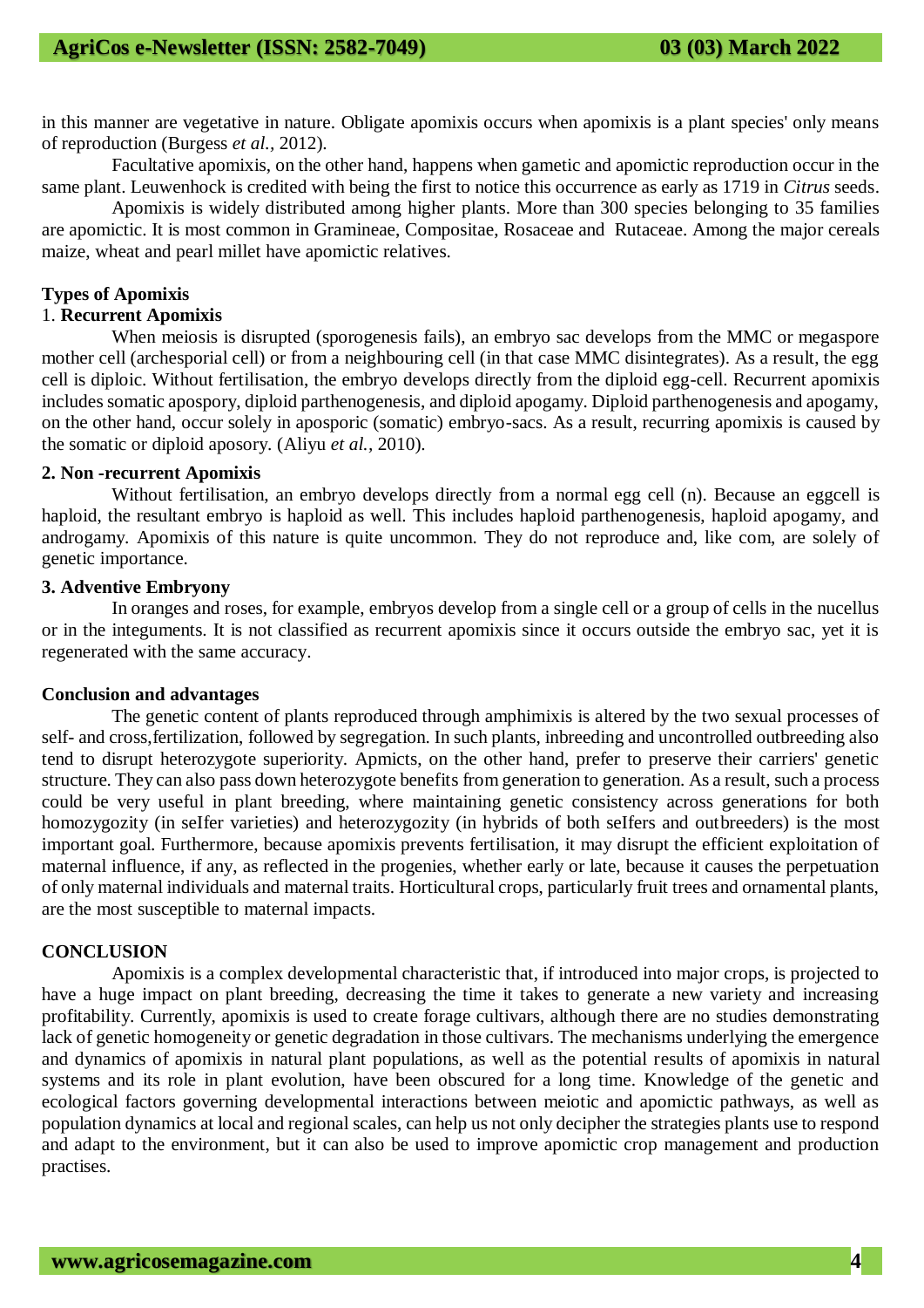in this manner are vegetative in nature. Obligate apomixis occurs when apomixis is a plant species' only means of reproduction (Burgess *et al.*, 2012).

Facultative apomixis, on the other hand, happens when gametic and apomictic reproduction occur in the same plant. Leuwenhock is credited with being the first to notice this occurrence as early as 1719 in *Citrus* seeds.

Apomixis is widely distributed among higher plants. More than 300 species belonging to 35 families are apomictic. It is most common in Gramineae, Compositae, Rosaceae and Rutaceae. Among the major cereals maize, wheat and pearl millet have apomictic relatives.

**Types of Apomixis**

1. **Recurrent Apomixis**

When meiosis is disrupted (sporogenesis fails), an embryo sac develops from the MMC or megaspore mother cell (archesporial cell) or from a neighbouring cell (in that case MMC disintegrates). As a result, the egg cell is diploic. Without fertilisation, the embryo develops directly from the diploid egg-cell. Recurrent apomixis includes somatic apospory, diploid parthenogenesis, and diploid apogamy. Diploid parthenogenesis and apogamy, on the other hand, occur solely in aposporic (somatic) embryo-sacs. As a result, recurring apomixis is caused by the somatic or diploid aposory. (Aliyu *et al.*, 2010).

**2. Non -recurrent Apomixis**

Without fertilisation, an embryo develops directly from a normal egg cell (n). Because an eggcell is haploid, the resultant embryo is haploid as well. This includes haploid parthenogenesis, haploid apogamy, and androgamy. Apomixis of this nature is quite uncommon. They do not reproduce and, like com, are solely of genetic importance.

**3. Adventive Embryony**

In oranges and roses, for example, embryos develop from a single cell or a group of cells in the nucellus or in the integuments. It is not classified as recurrent apomixis since it occurs outside the embryo sac, yet it is regenerated with the same accuracy.

**Conclusion and advantages**

The genetic content of plants reproduced through amphimixis is altered by the two sexual processes of self- and cross,fertilization, followed by segregation. In such plants, inbreeding and uncontrolled outbreeding also tend to disrupt heterozygote superiority. Apmicts, on the other hand, prefer to preserve their carriers' genetic structure. They can also pass down heterozygote benefits from generation to generation. As a result, such a process could be very useful in plant breeding, where maintaining genetic consistency across generations for both homozygozity (in seIfer varieties) and heterozygozity (in hybrids of both seIfers and outbreeders) is the most important goal. Furthermore, because apomixis prevents fertilisation, it may disrupt the efficient exploitation of maternal influence, if any, as reflected in the progenies, whether early or late, because it causes the perpetuation of only maternal individuals and maternal traits. Horticultural crops, particularly fruit trees and ornamental plants, are the most susceptible to maternal impacts.

**CONCLUSION**

Apomixis is a complex developmental characteristic that, if introduced into major crops, is projected to have a huge impact on plant breeding, decreasing the time it takes to generate a new variety and increasing profitability. Currently, apomixis is used to create forage cultivars, although there are no studies demonstrating lack of genetic homogeneity or genetic degradation in those cultivars. The mechanisms underlying the emergence and dynamics of apomixis in natural plant populations, as well as the potential results of apomixis in natural systems and its role in plant evolution, have been obscured for a long time. Knowledge of the genetic and ecological factors governing developmental interactions between meiotic and apomictic pathways, as well as population dynamics at local and regional scales, can help us not only decipher the strategies plants use to respond and adapt to the environment, but it can also be used to improve apomictic crop management and production practises.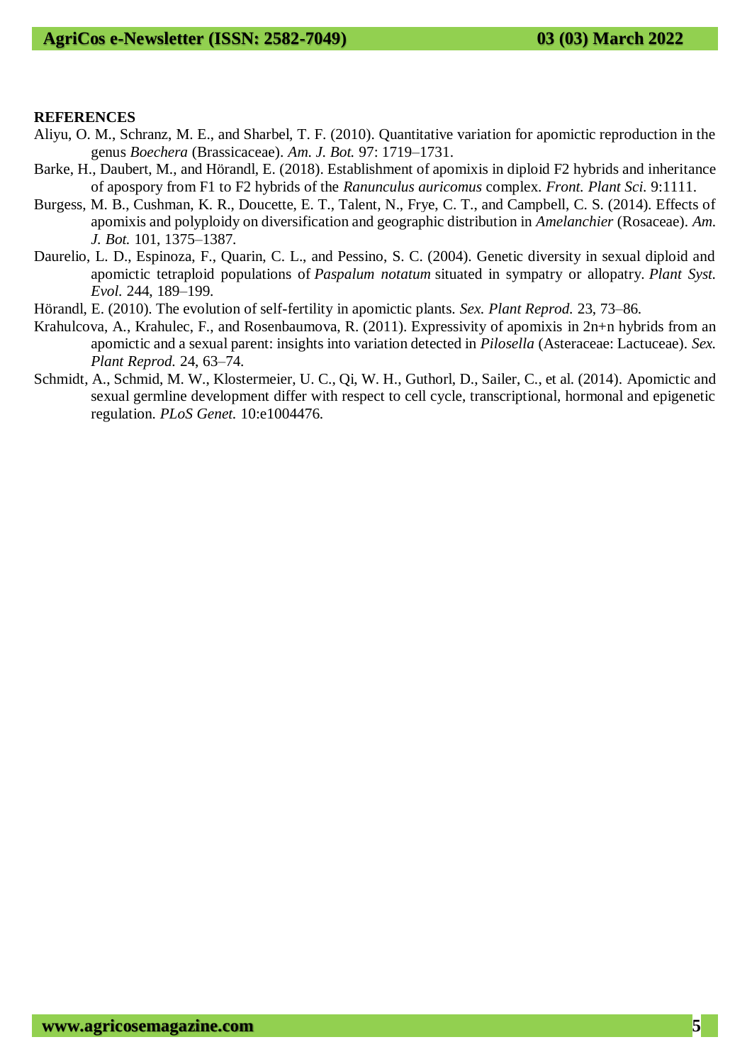**REFERENCES**

Aliyu, O. M., Schranz, M. E., and Sharbel, T. F. (2010). Quantitative variation for apomictic reproduction in the genus *Boechera* (Brassicaceae). *Am. J. Bot.* 97: 1719–1731.

Barke, H., Daubert, M., and Hörandl, E. (2018). Establishment of apomixis in diploid F2 hybrids and inheritance of apospory from F1 to F2 hybrids of the *Ranunculus auricomus* complex. *Front. Plant Sci.* 9:1111.

Burgess, M. B., Cushman, K. R., Doucette, E. T., Talent, N., Frye, C. T., and Campbell, C. S. (2014). Effects of apomixis and polyploidy on diversification and geographic distribution in *Amelanchier* (Rosaceae). *Am. J. Bot.* 101, 1375–1387.

Daurelio, L. D., Espinoza, F., Quarin, C. L., and Pessino, S. C. (2004). Genetic diversity in sexual diploid and apomictic tetraploid populations of *Paspalum notatum* situated in sympatry or allopatry. *Plant Syst. Evol.* 244, 189–199.

Hörandl, E. (2010). The evolution of self-fertility in apomictic plants. *Sex. Plant Reprod.* 23, 73–86.

Krahulcova, A., Krahulec, F., and Rosenbaumova, R. (2011). Expressivity of apomixis in 2n+n hybrids from an apomictic and a sexual parent: insights into variation detected in *Pilosella* (Asteraceae: Lactuceae). *Sex. Plant Reprod.* 24, 63–74.

Schmidt, A., Schmid, M. W., Klostermeier, U. C., Qi, W. H., Guthorl, D., Sailer, C., et al. (2014). Apomictic and sexual germline development differ with respect to cell cycle, transcriptional, hormonal and epigenetic regulation. *PLoS Genet.* 10:e1004476.